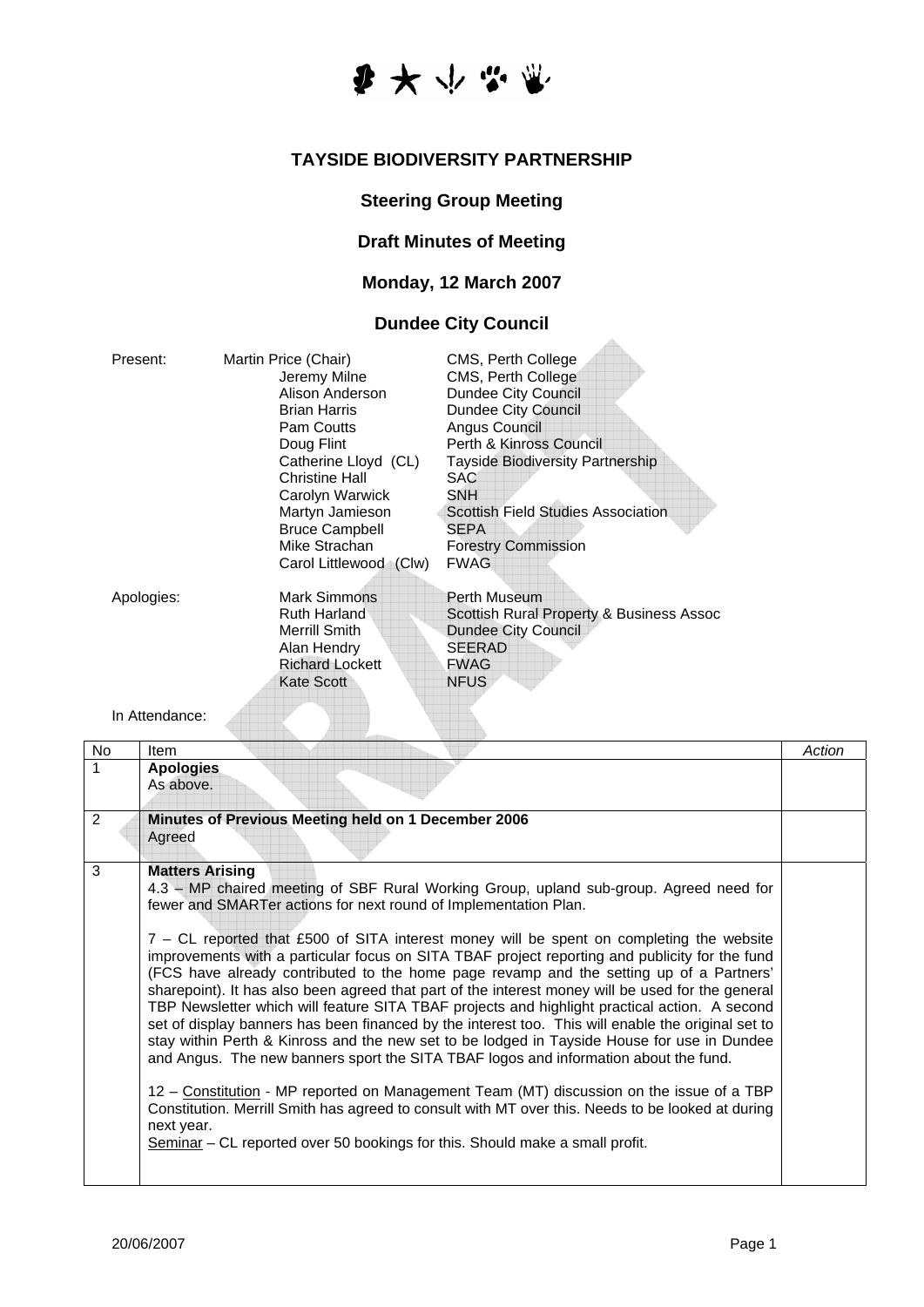# TAYSIDE BIODIVERSITY PARTNERSHIP

## Steering Group Meeting

## Draft Minutes of Meeting

## Monday, 12 March 2007

## Dundee City Council

| | | |
|---|---|---|
| Present: | Martin Price (Chair) | CMS, Perth College |
| | Jeremy Milne | CMS, Perth College |
| | Alison Anderson | Dundee City Council |
| | Brian Harris | Dundee City Council |
| | Pam Coutts | Angus Council |
| | Doug Flint | Perth & Kinross Council |
| | Catherine Lloyd (CL) | Tayside Biodiversity Partnership |
| | Christine Hall | SAC |
| | Carolyn Warwick | SNH |
| | Martyn Jamieson | Scottish Field Studies Association |
| | Bruce Campbell | SEPA |
| | Mike Strachan | Forestry Commission |
| | Carol Littlewood (Clw) | FWAG |
| Apologies: | Mark Simmons | Perth Museum |
| | Ruth Harland | Scottish Rural Property & Business Assoc |
| | Merrill Smith | Dundee City Council |
| | Alan Hendry | SEERAD |
| | Richard Lockett | FWAG |
| | Kate Scott | NFUS |

In Attendance:

| No | Item | Action |
|---|---|---|
| 1 | **Apologies**<br>As above. | |
| 2 | **Minutes of Previous Meeting held on 1 December 2006**<br>Agreed | |
| 3 | **Matters Arising**<br>4.3 – MP chaired meeting of SBF Rural Working Group, upland sub-group. Agreed need for fewer and SMARTer actions for next round of Implementation Plan.<br><br>7 – CL reported that £500 of SITA interest money will be spent on completing the website improvements with a particular focus on SITA TBAF project reporting and publicity for the fund (FCS have already contributed to the home page revamp and the setting up of a Partners' sharepoint). It has also been agreed that part of the interest money will be used for the general TBP Newsletter which will feature SITA TBAF projects and highlight practical action. A second set of display banners has been financed by the interest too. This will enable the original set to stay within Perth & Kinross and the new set to be lodged in Tayside House for use in Dundee and Angus. The new banners sport the SITA TBAF logos and information about the fund.<br><br>12 – Constitution - MP reported on Management Team (MT) discussion on the issue of a TBP Constitution. Merrill Smith has agreed to consult with MT over this. Needs to be looked at during next year.<br>Seminar – CL reported over 50 bookings for this. Should make a small profit. | |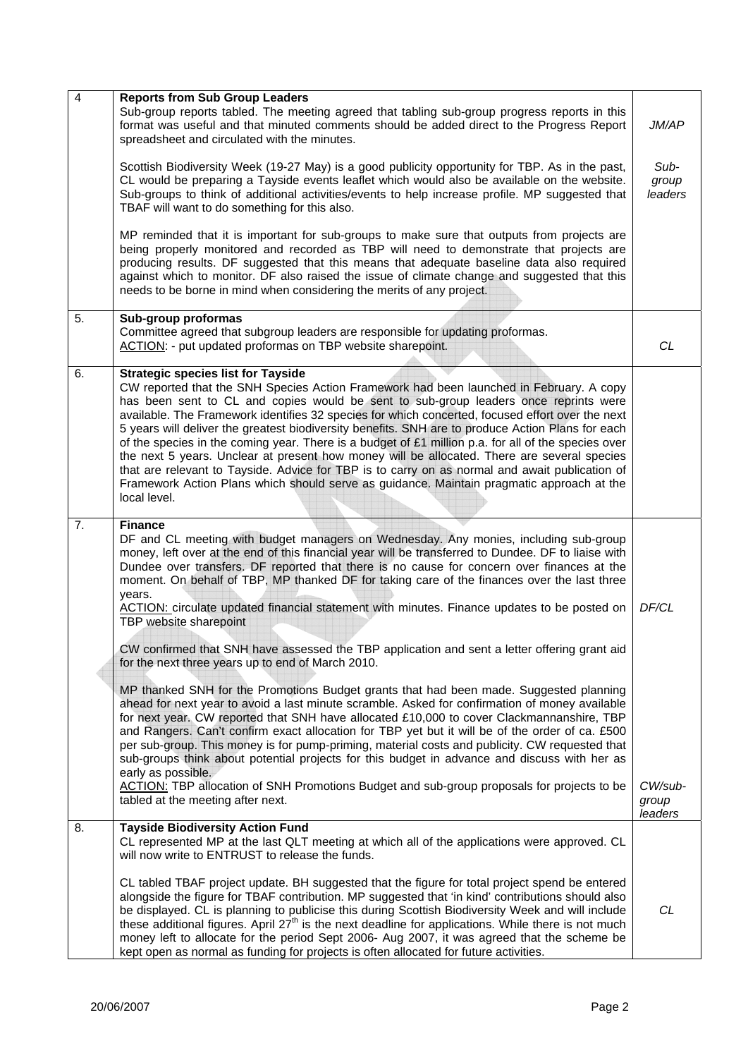| 4 | **Reports from Sub Group Leaders**<br>Sub-group reports tabled. The meeting agreed that tabling sub-group progress reports in this format was useful and that minuted comments should be added direct to the Progress Report spreadsheet and circulated with the minutes.<br><br>Scottish Biodiversity Week (19-27 May) is a good publicity opportunity for TBP. As in the past, CL would be preparing a Tayside events leaflet which would also be available on the website. Sub-groups to think of additional activities/events to help increase profile. MP suggested that TBAF will want to do something for this also.<br><br>MP reminded that it is important for sub-groups to make sure that outputs from projects are being properly monitored and recorded as TBP will need to demonstrate that projects are producing results. DF suggested that this means that adequate baseline data also required against which to monitor. DF also raised the issue of climate change and suggested that this needs to be borne in mind when considering the merits of any project. | *JM/AP*<br><br>*Sub-group leaders* |
|---|---|---|
| 5. | **Sub-group proformas**<br>Committee agreed that subgroup leaders are responsible for updating proformas.<br>ACTION: - put updated proformas on TBP website sharepoint. | *CL* |
| 6. | **Strategic species list for Tayside**<br>CW reported that the SNH Species Action Framework had been launched in February. A copy has been sent to CL and copies would be sent to sub-group leaders once reprints were available. The Framework identifies 32 species for which concerted, focused effort over the next 5 years will deliver the greatest biodiversity benefits. SNH are to produce Action Plans for each of the species in the coming year. There is a budget of £1 million p.a. for all of the species over the next 5 years. Unclear at present how money will be allocated. There are several species that are relevant to Tayside. Advice for TBP is to carry on as normal and await publication of Framework Action Plans which should serve as guidance. Maintain pragmatic approach at the local level. | |
| 7. | **Finance**<br>DF and CL meeting with budget managers on Wednesday. Any monies, including sub-group money, left over at the end of this financial year will be transferred to Dundee. DF to liaise with Dundee over transfers. DF reported that there is no cause for concern over finances at the moment. On behalf of TBP, MP thanked DF for taking care of the finances over the last three years.<br>ACTION: circulate updated financial statement with minutes. Finance updates to be posted on TBP website sharepoint<br><br>CW confirmed that SNH have assessed the TBP application and sent a letter offering grant aid for the next three years up to end of March 2010.<br><br>MP thanked SNH for the Promotions Budget grants that had been made. Suggested planning ahead for next year to avoid a last minute scramble. Asked for confirmation of money available for next year. CW reported that SNH have allocated £10,000 to cover Clackmannanshire, TBP and Rangers. Can't confirm exact allocation for TBP yet but it will be of the order of ca. £500 per sub-group. This money is for pump-priming, material costs and publicity. CW requested that sub-groups think about potential projects for this budget in advance and discuss with her as early as possible.<br>ACTION: TBP allocation of SNH Promotions Budget and sub-group proposals for projects to be tabled at the meeting after next. | *DF/CL*<br><br>*CW/sub-group leaders* |
| 8. | **Tayside Biodiversity Action Fund**<br>CL represented MP at the last QLT meeting at which all of the applications were approved. CL will now write to ENTRUST to release the funds.<br><br>CL tabled TBAF project update. BH suggested that the figure for total project spend be entered alongside the figure for TBAF contribution. MP suggested that 'in kind' contributions should also be displayed. CL is planning to publicise this during Scottish Biodiversity Week and will include these additional figures. April 27th is the next deadline for applications. While there is not much money left to allocate for the period Sept 2006- Aug 2007, it was agreed that the scheme be kept open as normal as funding for projects is often allocated for future activities. | *CL* |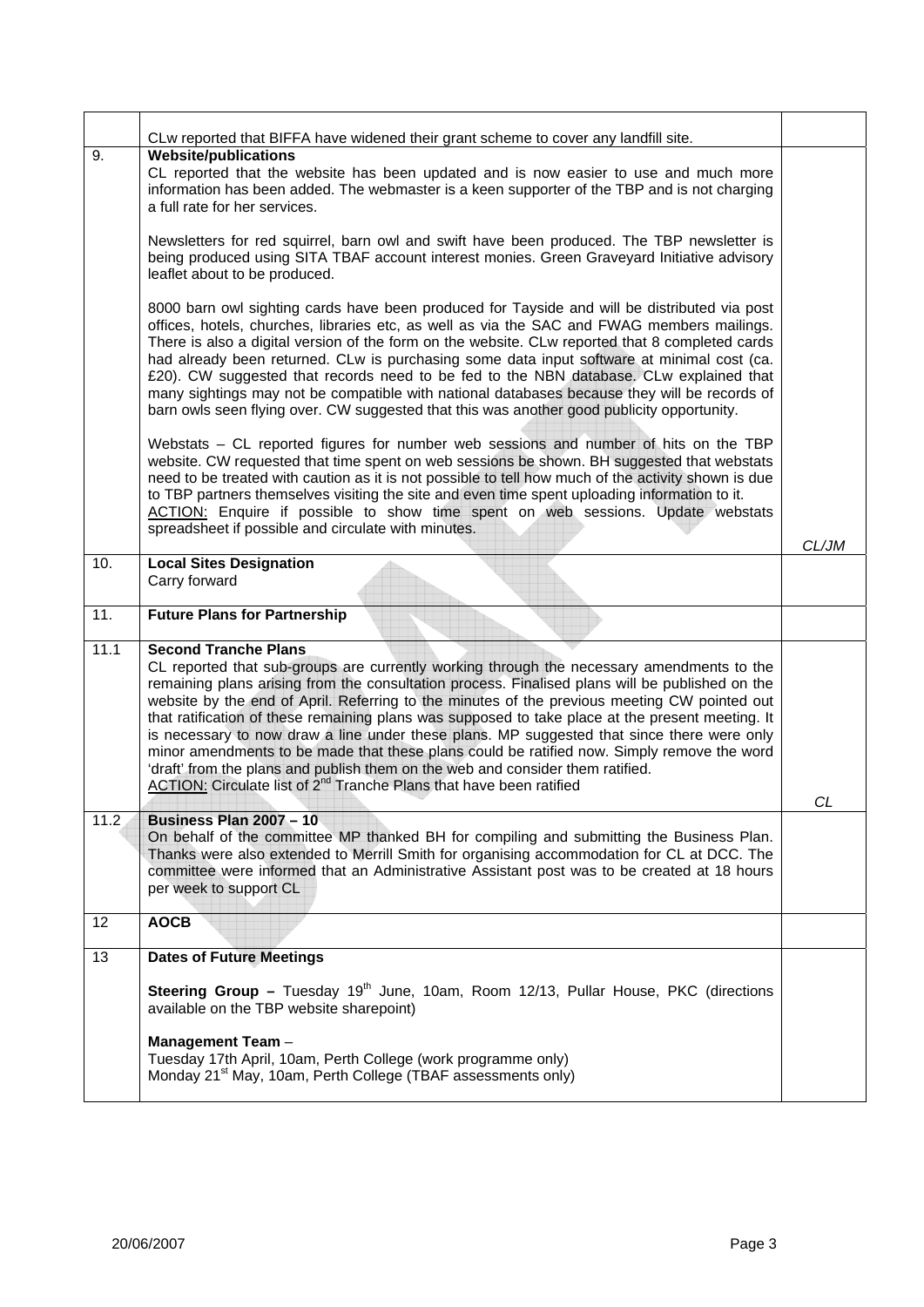| | | |
|---|---|---|
| | CLw reported that BIFFA have widened their grant scheme to cover any landfill site. | |
| 9. | **Website/publications**<br>CL reported that the website has been updated and is now easier to use and much more information has been added. The webmaster is a keen supporter of the TBP and is not charging a full rate for her services.<br><br>Newsletters for red squirrel, barn owl and swift have been produced. The TBP newsletter is being produced using SITA TBAF account interest monies. Green Graveyard Initiative advisory leaflet about to be produced.<br><br>8000 barn owl sighting cards have been produced for Tayside and will be distributed via post offices, hotels, churches, libraries etc, as well as via the SAC and FWAG members mailings. There is also a digital version of the form on the website. CLw reported that 8 completed cards had already been returned. CLw is purchasing some data input software at minimal cost (ca. £20). CW suggested that records need to be fed to the NBN database. CLw explained that many sightings may not be compatible with national databases because they will be records of barn owls seen flying over. CW suggested that this was another good publicity opportunity.<br><br>Webstats – CL reported figures for number web sessions and number of hits on the TBP website. CW requested that time spent on web sessions be shown. BH suggested that webstats need to be treated with caution as it is not possible to tell how much of the activity shown is due to TBP partners themselves visiting the site and even time spent uploading information to it.<br>ACTION: Enquire if possible to show time spent on web sessions. Update webstats spreadsheet if possible and circulate with minutes. | *CL/JM* |
| 10. | **Local Sites Designation**<br>Carry forward | |
| 11. | **Future Plans for Partnership** | |
| 11.1 | **Second Tranche Plans**<br>CL reported that sub-groups are currently working through the necessary amendments to the remaining plans arising from the consultation process. Finalised plans will be published on the website by the end of April. Referring to the minutes of the previous meeting CW pointed out that ratification of these remaining plans was supposed to take place at the present meeting. It is necessary to now draw a line under these plans. MP suggested that since there were only minor amendments to be made that these plans could be ratified now. Simply remove the word 'draft' from the plans and publish them on the web and consider them ratified.<br>ACTION: Circulate list of 2nd Tranche Plans that have been ratified | *CL* |
| 11.2 | **Business Plan 2007 – 10**<br>On behalf of the committee MP thanked BH for compiling and submitting the Business Plan. Thanks were also extended to Merrill Smith for organising accommodation for CL at DCC. The committee were informed that an Administrative Assistant post was to be created at 18 hours per week to support CL | |
| 12 | **AOCB** | |
| 13 | **Dates of Future Meetings**<br><br>**Steering Group –** Tuesday 19th June, 10am, Room 12/13, Pullar House, PKC (directions available on the TBP website sharepoint)<br><br>**Management Team** –<br>Tuesday 17th April, 10am, Perth College (work programme only)<br>Monday 21st May, 10am, Perth College (TBAF assessments only) | |

20/06/2007